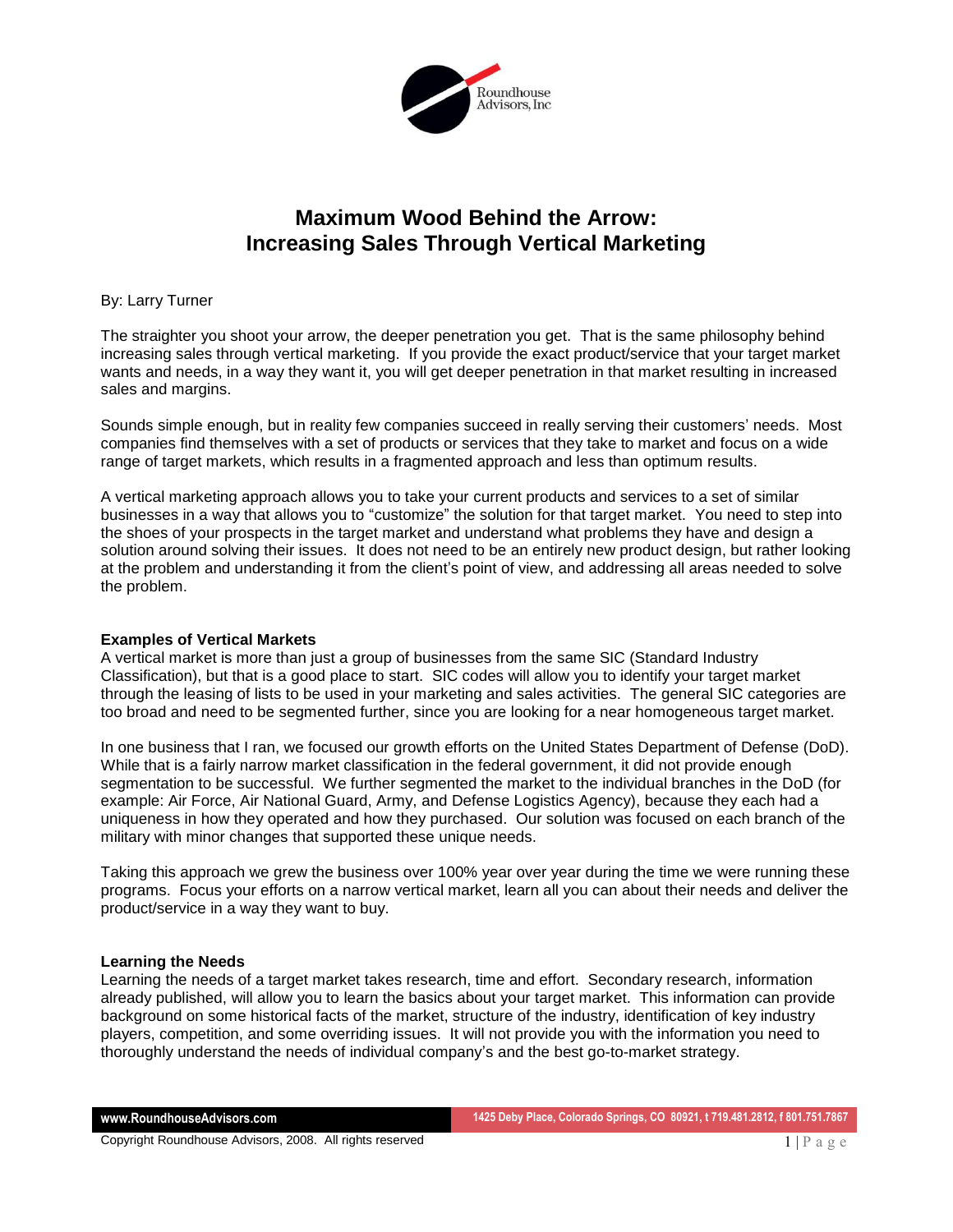# Maximum Wood Behind the Arrow: Increasing Sales Through Vertical Marketing

By: Larry Turner

The straighter you shoot your arrow, the deeper penetration you get. That is the same philosophy behind increasing sales through vertical marketing. If you provide the exact product/service that your target market wants and needs, in a way they want it, you will get deeper penetration in that market resulting in increased sales and margins.

Sounds simple enough, but in reality few companies succeed in really serving their customers' needs. Most companies find themselves with a set of products or services that they take to market and focus on a wide range of target markets, which results in a fragmented approach and less than optimum results.

A vertical marketing approach allows you to take your current products and services to a set of similar businesses in a way that allows you to "customize" the solution for that target market. You need to step into the shoes of your prospects in the target market and understand what problems they have and design a solution around solving their issues. It does not need to be an entirely new product design, but rather looking at the problem and understanding it from the client's point of view, and addressing all areas needed to solve the problem.

## Examples of Vertical Markets

A vertical market is more than just a group of businesses from the same SIC (Standard Industry Classification), but that is a good place to start. SIC codes will allow you to identify your target market through the leasing of lists to be used in your marketing and sales activities. The general SIC categories are too broad and need to be segmented further, since you are looking for a near homogeneous target market.

In one business that I ran, we focused our growth efforts on the United States Department of Defense (DoD). While that is a fairly narrow market classification in the federal government, it did not provide enough segmentation to be successful. We further segmented the market to the individual branches in the DoD (for example: Air Force, Air National Guard, Army, and Defense Logistics Agency), because they each had a uniqueness in how they operated and how they purchased. Our solution was focused on each branch of the military with minor changes that supported these unique needs.

Taking this approach we grew the business over 100% year over year during the time we were running these programs. Focus your efforts on a narrow vertical market, learn all you can about their needs and deliver the product/service in a way they want to buy.

## Learning the Needs

Learning the needs of a target market takes research, time and effort. Secondary research, information already published, will allow you to learn the basics about your target market. This information can provide background on some historical facts of the market, structure of the industry, identification of key industry players, competition, and some overriding issues. It will not provide you with the information you need to thoroughly understand the needs of individual company's and the best go-to-market strategy.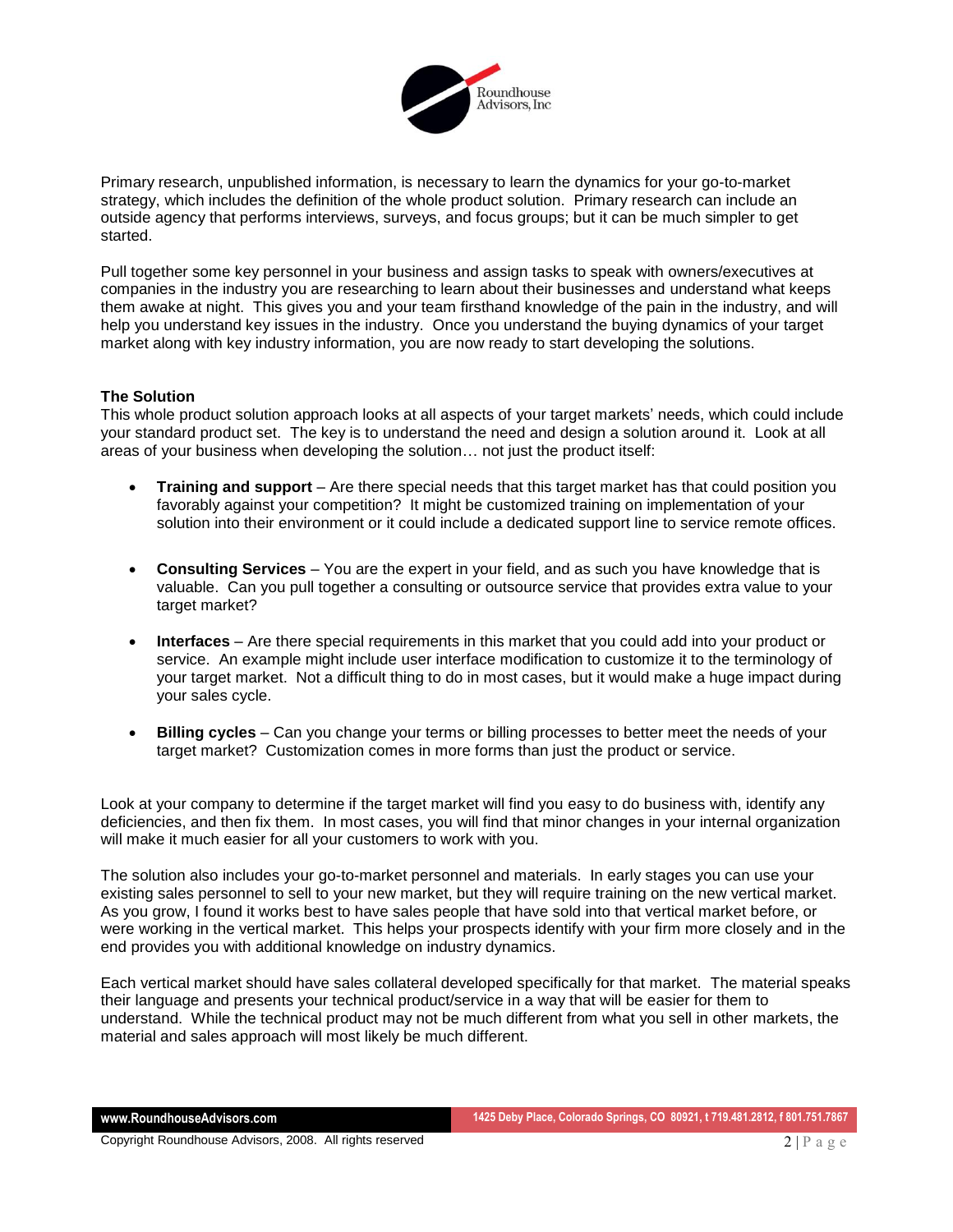Primary research, unpublished information, is necessary to learn the dynamics for your go-to-market strategy, which includes the definition of the whole product solution. Primary research can include an outside agency that performs interviews, surveys, and focus groups; but it can be much simpler to get started.

Pull together some key personnel in your business and assign tasks to speak with owners/executives at companies in the industry you are researching to learn about their businesses and understand what keeps them awake at night. This gives you and your team firsthand knowledge of the pain in the industry, and will help you understand key issues in the industry. Once you understand the buying dynamics of your target market along with key industry information, you are now ready to start developing the solutions.

**The Solution**

This whole product solution approach looks at all aspects of your target markets' needs, which could include your standard product set. The key is to understand the need and design a solution around it. Look at all areas of your business when developing the solution… not just the product itself:

- **Training and support** – Are there special needs that this target market has that could position you favorably against your competition? It might be customized training on implementation of your solution into their environment or it could include a dedicated support line to service remote offices.

- **Consulting Services** – You are the expert in your field, and as such you have knowledge that is valuable. Can you pull together a consulting or outsource service that provides extra value to your target market?

- **Interfaces** – Are there special requirements in this market that you could add into your product or service. An example might include user interface modification to customize it to the terminology of your target market. Not a difficult thing to do in most cases, but it would make a huge impact during your sales cycle.

- **Billing cycles** – Can you change your terms or billing processes to better meet the needs of your target market? Customization comes in more forms than just the product or service.

Look at your company to determine if the target market will find you easy to do business with, identify any deficiencies, and then fix them. In most cases, you will find that minor changes in your internal organization will make it much easier for all your customers to work with you.

The solution also includes your go-to-market personnel and materials. In early stages you can use your existing sales personnel to sell to your new market, but they will require training on the new vertical market. As you grow, I found it works best to have sales people that have sold into that vertical market before, or were working in the vertical market. This helps your prospects identify with your firm more closely and in the end provides you with additional knowledge on industry dynamics.

Each vertical market should have sales collateral developed specifically for that market. The material speaks their language and presents your technical product/service in a way that will be easier for them to understand. While the technical product may not be much different from what you sell in other markets, the material and sales approach will most likely be much different.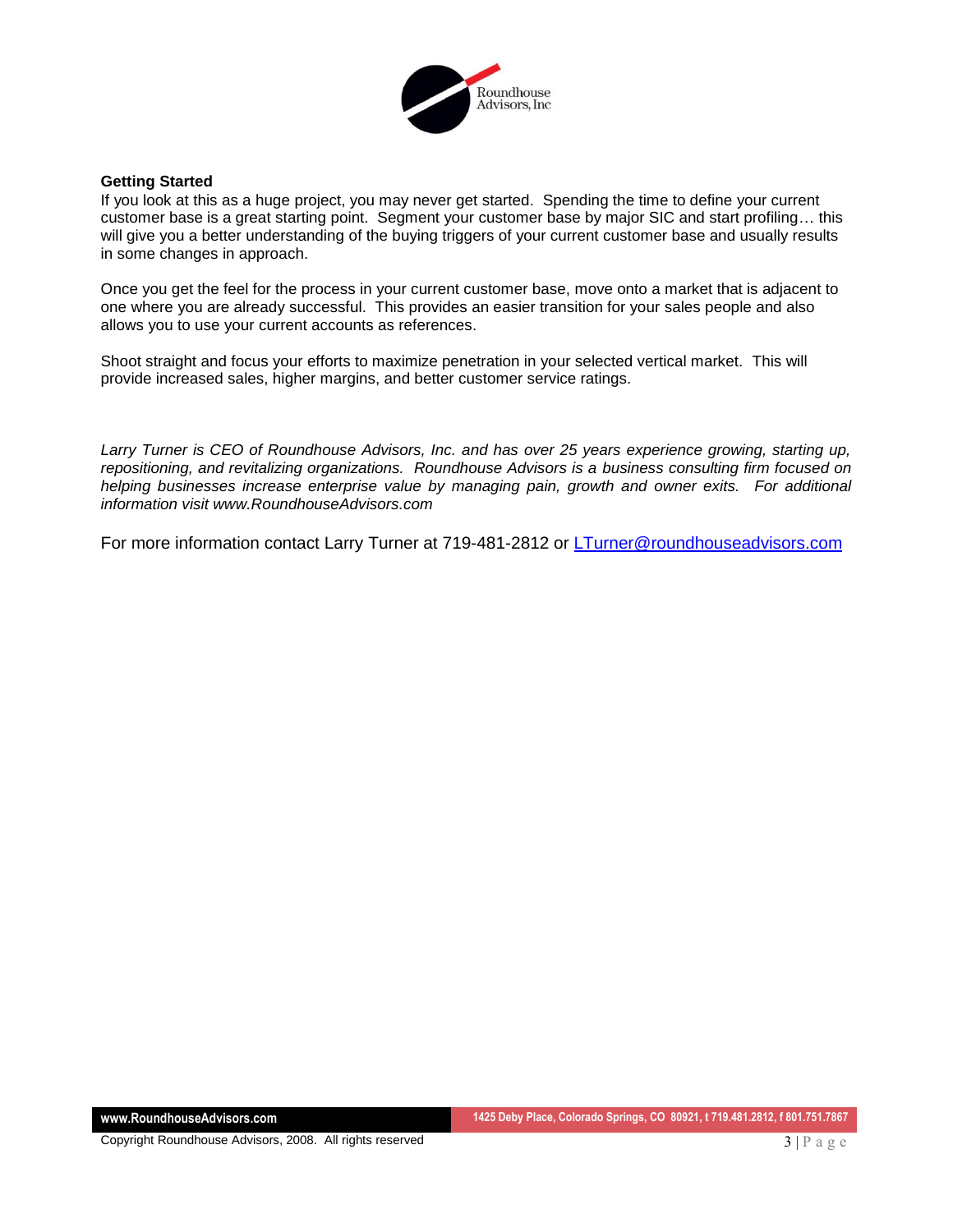**Getting Started**

If you look at this as a huge project, you may never get started. Spending the time to define your current customer base is a great starting point. Segment your customer base by major SIC and start profiling… this will give you a better understanding of the buying triggers of your current customer base and usually results in some changes in approach.

Once you get the feel for the process in your current customer base, move onto a market that is adjacent to one where you are already successful. This provides an easier transition for your sales people and also allows you to use your current accounts as references.

Shoot straight and focus your efforts to maximize penetration in your selected vertical market. This will provide increased sales, higher margins, and better customer service ratings.

*Larry Turner is CEO of Roundhouse Advisors, Inc. and has over 25 years experience growing, starting up, repositioning, and revitalizing organizations. Roundhouse Advisors is a business consulting firm focused on helping businesses increase enterprise value by managing pain, growth and owner exits. For additional information visit www.RoundhouseAdvisors.com*

For more information contact Larry Turner at 719-481-2812 or [LTurner@roundhouseadvisors.com](mailto:LTurner@roundhouseadvisors.com)